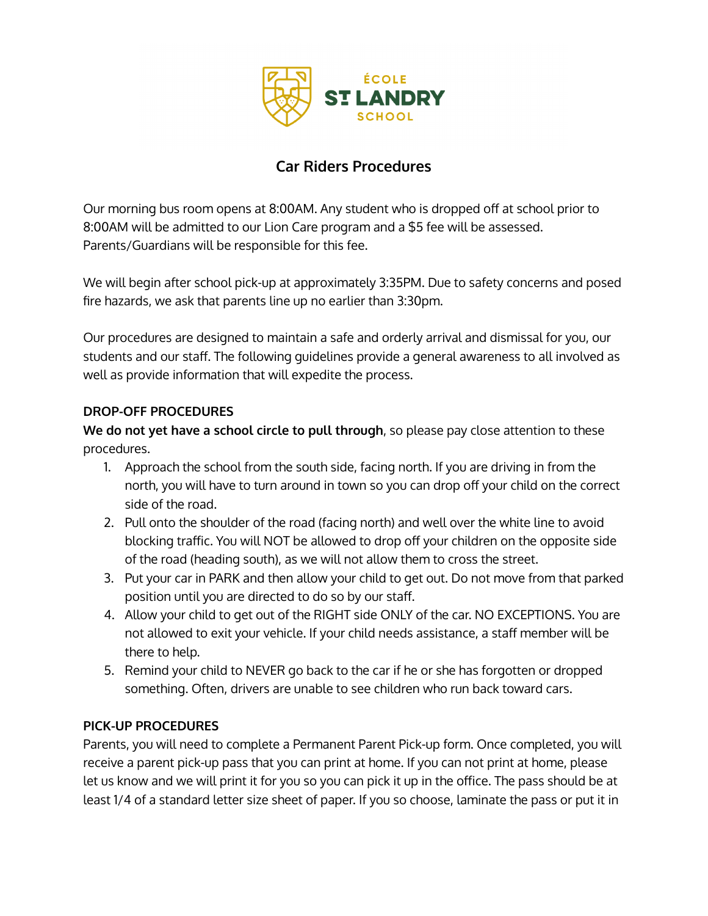ÉCOLE ST LANDRY SCHOOL

## Car Riders Procedures

Our morning bus room opens at 8:00AM. Any student who is dropped off at school prior to 8:00AM will be admitted to our Lion Care program and a $5 fee will be assessed. Parents/Guardians will be responsible for this fee.

We will begin after school pick-up at approximately 3:35PM. Due to safety concerns and posed fire hazards, we ask that parents line up no earlier than 3:30pm.

Our procedures are designed to maintain a safe and orderly arrival and dismissal for you, our students and our staff. The following guidelines provide a general awareness to all involved as well as provide information that will expedite the process.

**DROP-OFF PROCEDURES**

**We do not yet have a school circle to pull through**, so please pay close attention to these procedures.

1. Approach the school from the south side, facing north. If you are driving in from the north, you will have to turn around in town so you can drop off your child on the correct side of the road.
2. Pull onto the shoulder of the road (facing north) and well over the white line to avoid blocking traffic. You will NOT be allowed to drop off your children on the opposite side of the road (heading south), as we will not allow them to cross the street.
3. Put your car in PARK and then allow your child to get out. Do not move from that parked position until you are directed to do so by our staff.
4. Allow your child to get out of the RIGHT side ONLY of the car. NO EXCEPTIONS. You are not allowed to exit your vehicle. If your child needs assistance, a staff member will be there to help.
5. Remind your child to NEVER go back to the car if he or she has forgotten or dropped something. Often, drivers are unable to see children who run back toward cars.

**PICK-UP PROCEDURES**

Parents, you will need to complete a Permanent Parent Pick-up form. Once completed, you will receive a parent pick-up pass that you can print at home. If you can not print at home, please let us know and we will print it for you so you can pick it up in the office. The pass should be at least 1/4 of a standard letter size sheet of paper. If you so choose, laminate the pass or put it in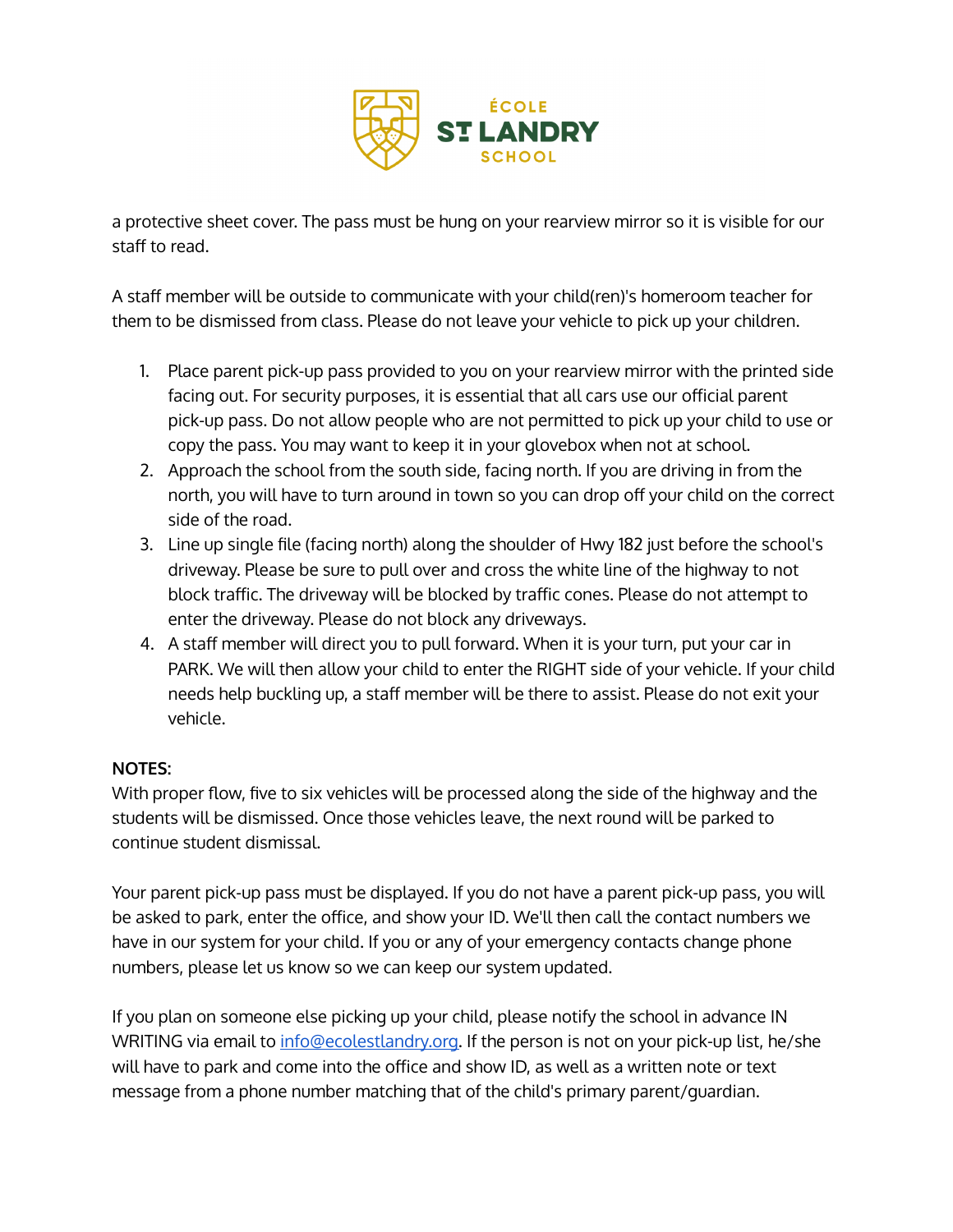a protective sheet cover. The pass must be hung on your rearview mirror so it is visible for our staff to read.

A staff member will be outside to communicate with your child(ren)'s homeroom teacher for them to be dismissed from class. Please do not leave your vehicle to pick up your children.

1. Place parent pick-up pass provided to you on your rearview mirror with the printed side facing out. For security purposes, it is essential that all cars use our official parent pick-up pass. Do not allow people who are not permitted to pick up your child to use or copy the pass. You may want to keep it in your glovebox when not at school.
2. Approach the school from the south side, facing north. If you are driving in from the north, you will have to turn around in town so you can drop off your child on the correct side of the road.
3. Line up single file (facing north) along the shoulder of Hwy 182 just before the school's driveway. Please be sure to pull over and cross the white line of the highway to not block traffic. The driveway will be blocked by traffic cones. Please do not attempt to enter the driveway. Please do not block any driveways.
4. A staff member will direct you to pull forward. When it is your turn, put your car in PARK. We will then allow your child to enter the RIGHT side of your vehicle. If your child needs help buckling up, a staff member will be there to assist. Please do not exit your vehicle.

**NOTES:**

With proper flow, five to six vehicles will be processed along the side of the highway and the students will be dismissed. Once those vehicles leave, the next round will be parked to continue student dismissal.

Your parent pick-up pass must be displayed. If you do not have a parent pick-up pass, you will be asked to park, enter the office, and show your ID. We'll then call the contact numbers we have in our system for your child. If you or any of your emergency contacts change phone numbers, please let us know so we can keep our system updated.

If you plan on someone else picking up your child, please notify the school in advance IN WRITING via email to info@ecolestlandry.org. If the person is not on your pick-up list, he/she will have to park and come into the office and show ID, as well as a written note or text message from a phone number matching that of the child's primary parent/guardian.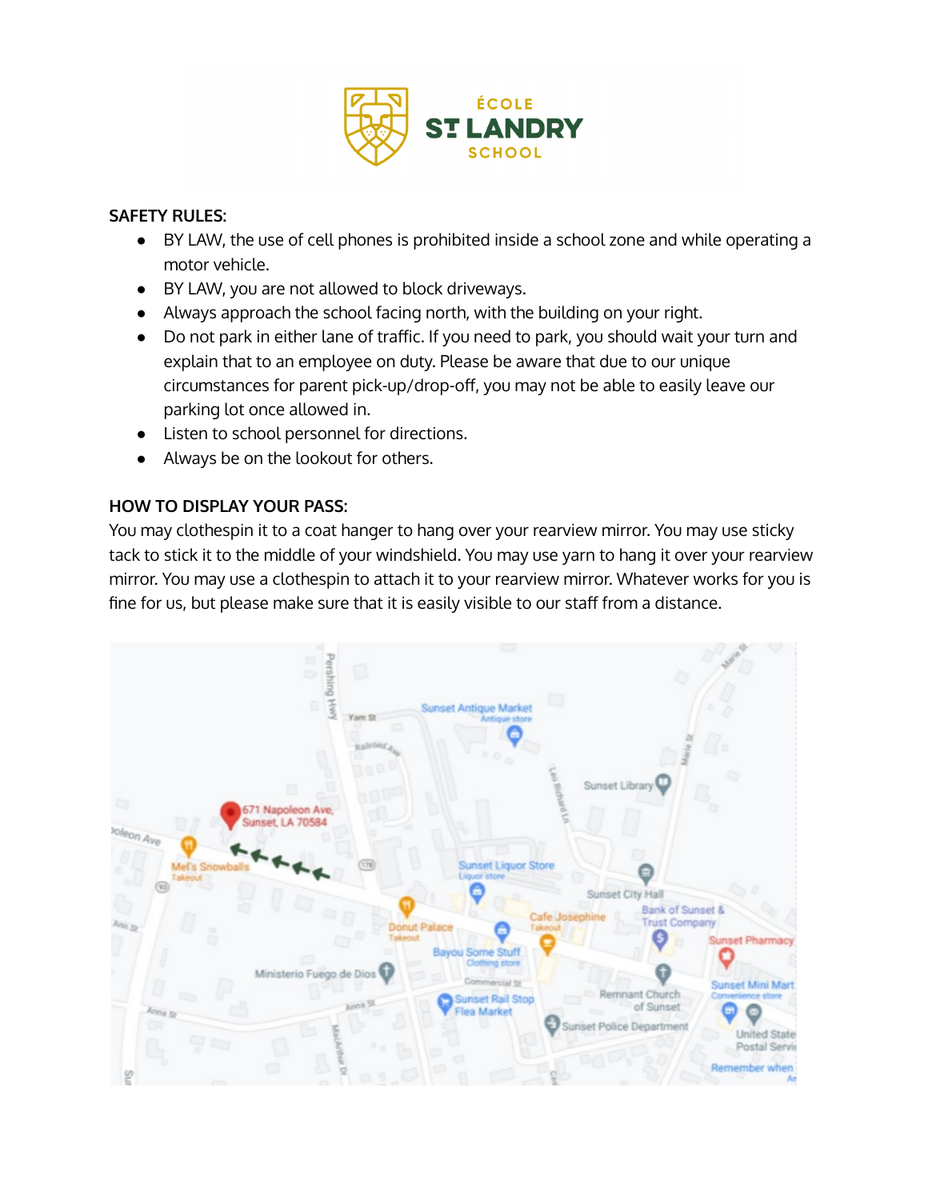ÉCOLE ST LANDRY SCHOOL

**SAFETY RULES:**

- BY LAW, the use of cell phones is prohibited inside a school zone and while operating a motor vehicle.
- BY LAW, you are not allowed to block driveways.
- Always approach the school facing north, with the building on your right.
- Do not park in either lane of traffic. If you need to park, you should wait your turn and explain that to an employee on duty. Please be aware that due to our unique circumstances for parent pick-up/drop-off, you may not be able to easily leave our parking lot once allowed in.
- Listen to school personnel for directions.
- Always be on the lookout for others.

**HOW TO DISPLAY YOUR PASS:**

You may clothespin it to a coat hanger to hang over your rearview mirror. You may use sticky tack to stick it to the middle of your windshield. You may use yarn to hang it over your rearview mirror. You may use a clothespin to attach it to your rearview mirror. Whatever works for you is fine for us, but please make sure that it is easily visible to our staff from a distance.

671 Napoleon Ave, Sunset, LA 70584